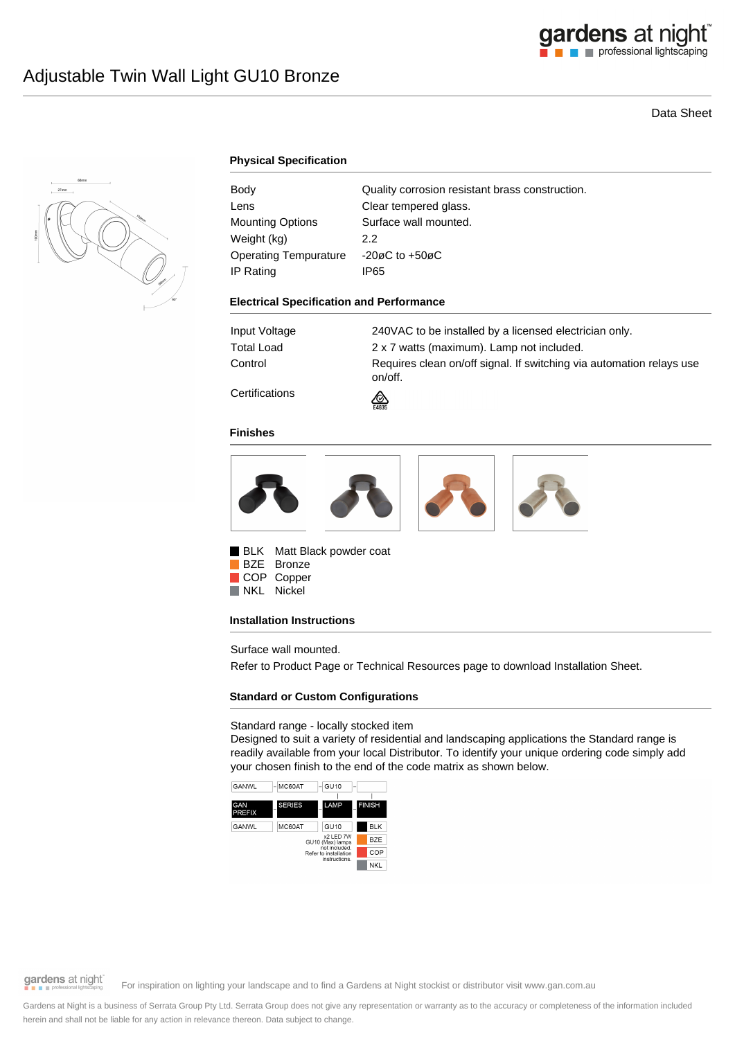# Adjustable Twin Wall Light GU10 Bronze

Data Sheet

## Physical Specification

| | |
|---|---|
| Body | Quality corrosion resistant brass construction. |
| Lens | Clear tempered glass. |
| Mounting Options | Surface wall mounted. |
| Weight (kg) | 2.2 |
| Operating Tempurature | -20øC to +50øC |
| IP Rating | IP65 |

## Electrical Specification and Performance

| | |
|---|---|
| Input Voltage | 240VAC to be installed by a licensed electrician only. |
| Total Load | 2 x 7 watts (maximum). Lamp not included. |
| Control | Requires clean on/off signal. If switching via automation relays use on/off. |
| Certifications | E4635 |

## Finishes

- BLK Matt Black powder coat
- BZE Bronze
- COP Copper
- NKL Nickel

## Installation Instructions

Surface wall mounted.

Refer to Product Page or Technical Resources page to download Installation Sheet.

## Standard or Custom Configurations

Standard range - locally stocked item

Designed to suit a variety of residential and landscaping applications the Standard range is readily available from your local Distributor. To identify your unique ordering code simply add your chosen finish to the end of the code matrix as shown below.

| GAN PREFIX | SERIES | LAMP | FINISH |
|---|---|---|---|
| GANWL | MC60AT | GU10 | BLK |
| | | x2 LED 7W GU10 (Max) lamps not included. Refer to installation instructions. | BZE |
| | | | COP |
| | | | NKL |

For inspiration on lighting your landscape and to find a Gardens at Night stockist or distributor visit www.gan.com.au

Gardens at Night is a business of Serrata Group Pty Ltd. Serrata Group does not give any representation or warranty as to the accuracy or completeness of the information included herein and shall not be liable for any action in relevance thereon. Data subject to change.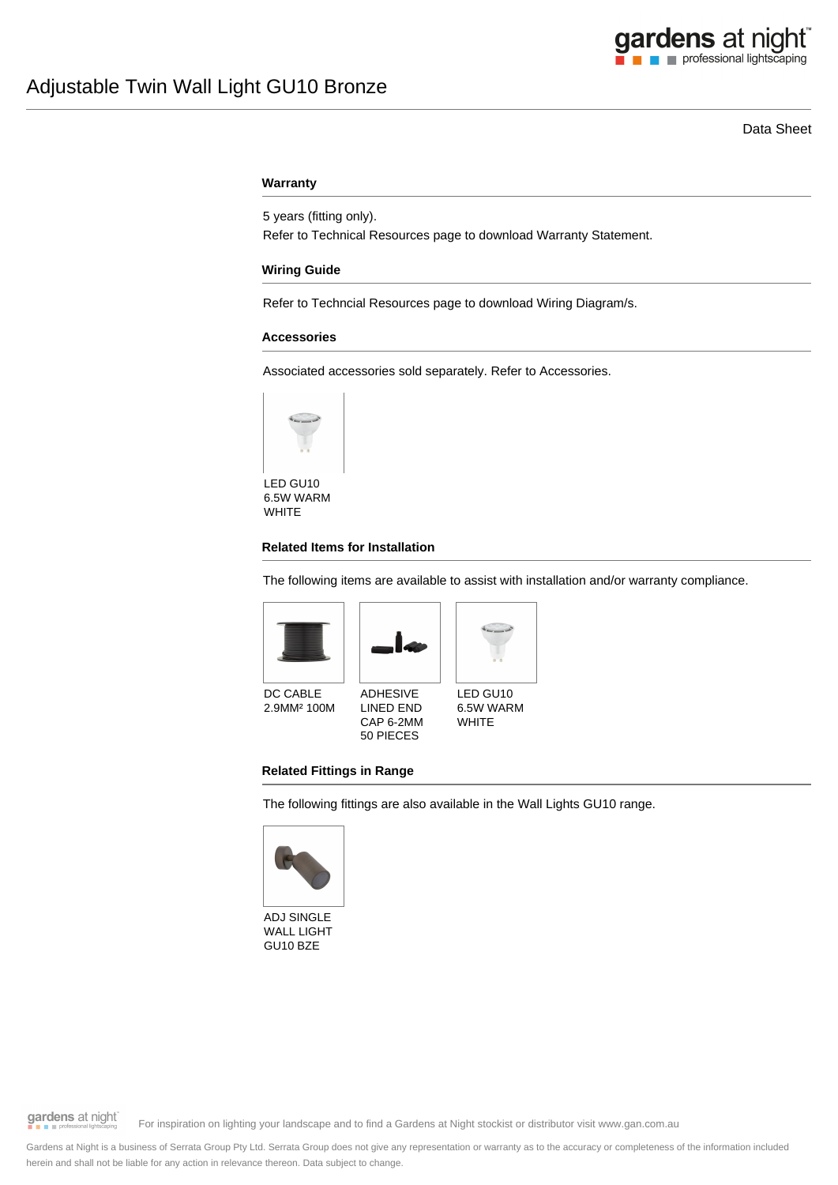# Adjustable Twin Wall Light GU10 Bronze

Data Sheet

### Warranty

5 years (fitting only).
Refer to Technical Resources page to download Warranty Statement.

### Wiring Guide

Refer to Techncial Resources page to download Wiring Diagram/s.

### Accessories

Associated accessories sold separately. Refer to Accessories.

LED GU10 6.5W WARM WHITE

### Related Items for Installation

The following items are available to assist with installation and/or warranty compliance.

DC CABLE 2.9MM² 100M

ADHESIVE LINED END CAP 6-2MM 50 PIECES

LED GU10 6.5W WARM WHITE

### Related Fittings in Range

The following fittings are also available in the Wall Lights GU10 range.

ADJ SINGLE WALL LIGHT GU10 BZE

For inspiration on lighting your landscape and to find a Gardens at Night stockist or distributor visit www.gan.com.au

Gardens at Night is a business of Serrata Group Pty Ltd. Serrata Group does not give any representation or warranty as to the accuracy or completeness of the information included herein and shall not be liable for any action in relevance thereon. Data subject to change.